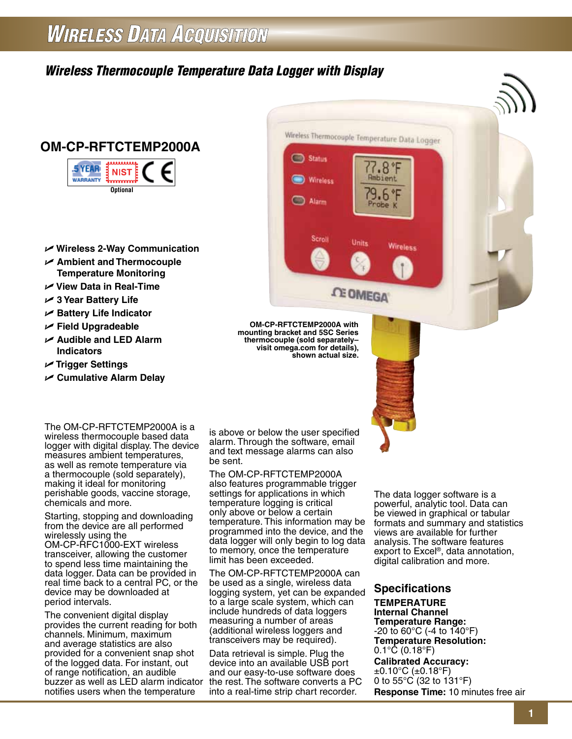# Wireless Data Acquisition

## *Wireless Thermocouple Temperature Data Logger with Display*

## OM-CP-RFTCTEMP2000A

5 YEAR WARRANTY | NIST Optional | CE

- Wireless 2-Way Communication
- Ambient and Thermocouple Temperature Monitoring
- View Data in Real-Time
- 3 Year Battery Life
- Battery Life Indicator
- Field Upgradeable
- Audible and LED Alarm Indicators
- Trigger Settings
- Cumulative Alarm Delay

**OM-CP-RFTCTEMP2000A with mounting bracket and 5SC Series thermocouple (sold separately– visit omega.com for details), shown actual size.**

The OM-CP-RFTCTEMP2000A is a wireless thermocouple based data logger with digital display. The device measures ambient temperatures, as well as remote temperature via a thermocouple (sold separately), making it ideal for monitoring perishable goods, vaccine storage, chemicals and more.

Starting, stopping and downloading from the device are all performed wirelessly using the OM-CP-RFC1000-EXT wireless transceiver, allowing the customer to spend less time maintaining the data logger. Data can be provided in real time back to a central PC, or the device may be downloaded at period intervals.

The convenient digital display provides the current reading for both channels. Minimum, maximum and average statistics are also provided for a convenient snap shot of the logged data. For instant, out of range notification, an audible buzzer as well as LED alarm indicator notifies users when the temperature is above or below the user specified alarm. Through the software, email and text message alarms can also be sent.

The OM-CP-RFTCTEMP2000A also features programmable trigger settings for applications in which temperature logging is critical only above or below a certain temperature. This information may be programmed into the device, and the data logger will only begin to log data to memory, once the temperature limit has been exceeded.

The OM-CP-RFTCTEMP2000A can be used as a single, wireless data logging system, yet can be expanded to a large scale system, which can include hundreds of data loggers measuring a number of areas (additional wireless loggers and transceivers may be required).

Data retrieval is simple. Plug the device into an available USB port and our easy-to-use software does the rest. The software converts a PC into a real-time strip chart recorder.

The data logger software is a powerful, analytic tool. Data can be viewed in graphical or tabular formats and summary and statistics views are available for further analysis. The software features export to Excel®, data annotation, digital calibration and more.

## Specifications

**TEMPERATURE**
**Internal Channel**
**Temperature Range:**
-20 to 60°C (-4 to 140°F)
**Temperature Resolution:**
0.1°C (0.18°F)
**Calibrated Accuracy:**
±0.10°C (±0.18°F)
0 to 55°C (32 to 131°F)
**Response Time:** 10 minutes free air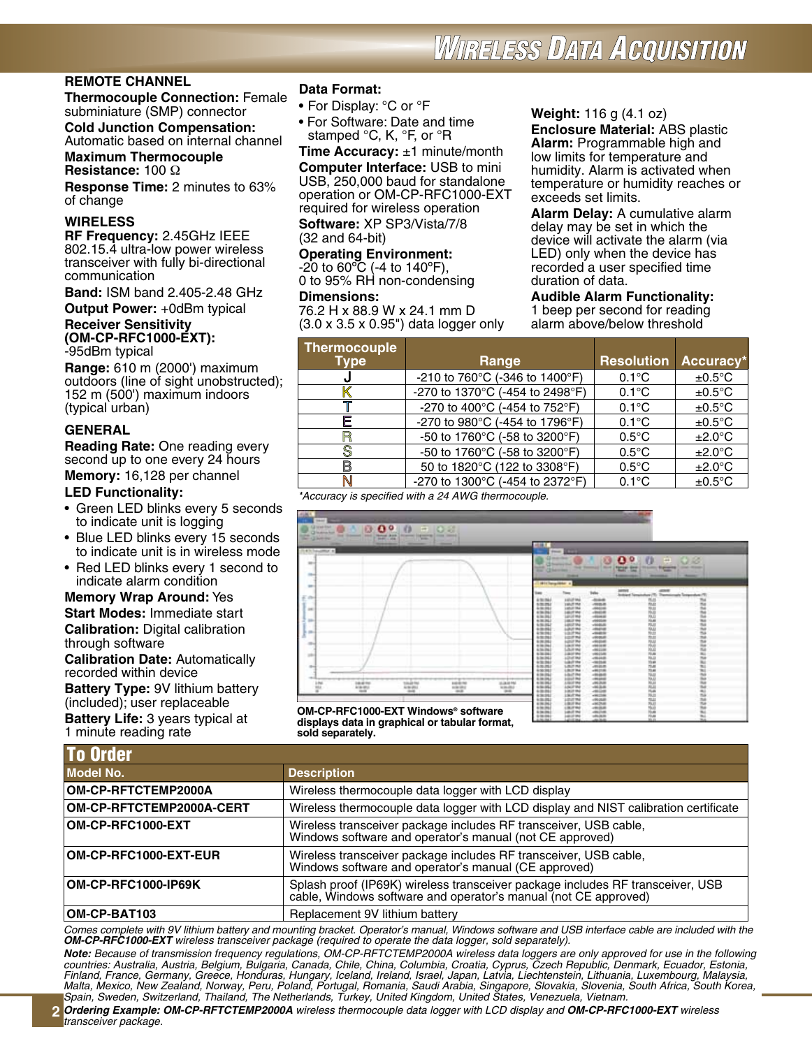## REMOTE CHANNEL

**Thermocouple Connection:** Female subminiature (SMP) connector

**Cold Junction Compensation:** Automatic based on internal channel

**Maximum Thermocouple Resistance:** 100 Ω

**Response Time:** 2 minutes to 63% of change

## WIRELESS

**RF Frequency:** 2.45GHz IEEE 802.15.4 ultra-low power wireless transceiver with fully bi-directional communication

**Band:** ISM band 2.405-2.48 GHz

**Output Power:** +0dBm typical

**Receiver Sensitivity (OM-CP-RFC1000-EXT):** -95dBm typical

**Range:** 610 m (2000') maximum outdoors (line of sight unobstructed); 152 m (500') maximum indoors (typical urban)

## GENERAL

**Reading Rate:** One reading every second up to one every 24 hours

**Memory:** 16,128 per channel

**LED Functionality:**

- Green LED blinks every 5 seconds to indicate unit is logging
- Blue LED blinks every 15 seconds to indicate unit is in wireless mode
- Red LED blinks every 1 second to indicate alarm condition

**Memory Wrap Around:** Yes

**Start Modes:** Immediate start

**Calibration:** Digital calibration through software

**Calibration Date:** Automatically recorded within device

**Battery Type:** 9V lithium battery (included); user replaceable

**Battery Life:** 3 years typical at 1 minute reading rate

**Data Format:**

- For Display: °C or °F
- For Software: Date and time stamped °C, K, °F, or °R

**Time Accuracy:** ±1 minute/month

**Computer Interface:** USB to mini USB, 250,000 baud for standalone operation or OM-CP-RFC1000-EXT required for wireless operation

**Software:** XP SP3/Vista/7/8 (32 and 64-bit)

**Operating Environment:** -20 to 60°C (-4 to 140°F), 0 to 95% RH non-condensing

**Dimensions:** 76.2 H x 88.9 W x 24.1 mm D (3.0 x 3.5 x 0.95") data logger only

**Weight:** 116 g (4.1 oz)

**Enclosure Material:** ABS plastic

**Alarm:** Programmable high and low limits for temperature and humidity. Alarm is activated when temperature or humidity reaches or exceeds set limits.

**Alarm Delay:** A cumulative alarm delay may be set in which the device will activate the alarm (via LED) only when the device has recorded a user specified time duration of data.

**Audible Alarm Functionality:** 1 beep per second for reading alarm above/below threshold

| Thermocouple Type | Range | Resolution | Accuracy* |
|---|---|---|---|
| J | -210 to 760°C (-346 to 1400°F) | 0.1°C | ±0.5°C |
| K | -270 to 1370°C (-454 to 2498°F) | 0.1°C | ±0.5°C |
| T | -270 to 400°C (-454 to 752°F) | 0.1°C | ±0.5°C |
| E | -270 to 980°C (-454 to 1796°F) | 0.1°C | ±0.5°C |
| R | -50 to 1760°C (-58 to 3200°F) | 0.5°C | ±2.0°C |
| S | -50 to 1760°C (-58 to 3200°F) | 0.5°C | ±2.0°C |
| B | 50 to 1820°C (122 to 3308°F) | 0.5°C | ±2.0°C |
| N | -270 to 1300°C (-454 to 2372°F) | 0.1°C | ±0.5°C |

*Accuracy is specified with a 24 AWG thermocouple.*

**OM-CP-RFC1000-EXT Windows® software displays data in graphical or tabular format, sold separately.**

## To Order

| Model No. | Description |
|---|---|
| **OM-CP-RFTCTEMP2000A** | Wireless thermocouple data logger with LCD display |
| **OM-CP-RFTCTEMP2000A-CERT** | Wireless thermocouple data logger with LCD display and NIST calibration certificate |
| **OM-CP-RFC1000-EXT** | Wireless transceiver package includes RF transceiver, USB cable, Windows software and operator's manual (not CE approved) |
| **OM-CP-RFC1000-EXT-EUR** | Wireless transceiver package includes RF transceiver, USB cable, Windows software and operator's manual (CE approved) |
| **OM-CP-RFC1000-IP69K** | Splash proof (IP69K) wireless transceiver package includes RF transceiver, USB cable, Windows software and operator's manual (not CE approved) |
| **OM-CP-BAT103** | Replacement 9V lithium battery |

*Comes complete with 9V lithium battery and mounting bracket. Operator's manual, Windows software and USB interface cable are included with the **OM-CP-RFC1000-EXT** wireless transceiver package (required to operate the data logger, sold separately).*

***Note:** Because of transmission frequency regulations, OM-CP-RFTCTEMP2000A wireless data loggers are only approved for use in the following countries: Australia, Austria, Belgium, Bulgaria, Canada, Chile, China, Columbia, Croatia, Cyprus, Czech Republic, Denmark, Ecuador, Estonia, Finland, France, Germany, Greece, Honduras, Hungary, Iceland, Ireland, Israel, Japan, Latvia, Liechtenstein, Lithuania, Luxembourg, Malaysia, Malta, Mexico, New Zealand, Norway, Peru, Poland, Portugal, Romania, Saudi Arabia, Singapore, Slovakia, Slovenia, South Africa, South Korea, Spain, Sweden, Switzerland, Thailand, The Netherlands, Turkey, United Kingdom, United States, Venezuela, Vietnam.*

***Ordering Example: OM-CP-RFTCTEMP2000A** wireless thermocouple data logger with LCD display and **OM-CP-RFC1000-EXT** wireless transceiver package.*